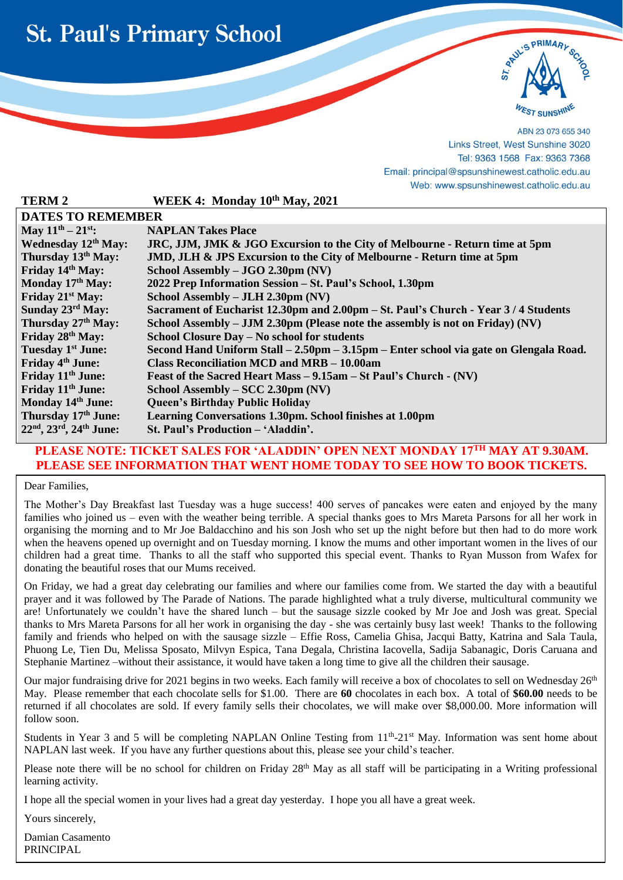# St. Paul's Primary School

ABN 23 073 655 340
Links Street, West Sunshine 3020
Tel: 9363 1568 Fax: 9363 7368
Email: principal@spsunshinewest.catholic.edu.au
Web: www.spsunshinewest.catholic.edu.au

**TERM 2** **WEEK 4: Monday 10th May, 2021**

## DATES TO REMEMBER

| | |
|---|---|
| **May 11th – 21st:** | **NAPLAN Takes Place** |
| **Wednesday 12th May:** | **JRC, JJM, JMK & JGO Excursion to the City of Melbourne - Return time at 5pm** |
| **Thursday 13th May:** | **JMD, JLH & JPS Excursion to the City of Melbourne - Return time at 5pm** |
| **Friday 14th May:** | **School Assembly – JGO 2.30pm (NV)** |
| **Monday 17th May:** | **2022 Prep Information Session – St. Paul's School, 1.30pm** |
| **Friday 21st May:** | **School Assembly – JLH 2.30pm (NV)** |
| **Sunday 23rd May:** | **Sacrament of Eucharist 12.30pm and 2.00pm – St. Paul's Church - Year 3 / 4 Students** |
| **Thursday 27th May:** | **School Assembly – JJM 2.30pm (Please note the assembly is not on Friday) (NV)** |
| **Friday 28th May:** | **School Closure Day – No school for students** |
| **Tuesday 1st June:** | **Second Hand Uniform Stall – 2.50pm – 3.15pm – Enter school via gate on Glengala Road.** |
| **Friday 4th June:** | **Class Reconciliation MCD and MRB – 10.00am** |
| **Friday 11th June:** | **Feast of the Sacred Heart Mass – 9.15am – St Paul's Church - (NV)** |
| **Friday 11th June:** | **School Assembly – SCC 2.30pm (NV)** |
| **Monday 14th June:** | **Queen's Birthday Public Holiday** |
| **Thursday 17th June:** | **Learning Conversations 1.30pm. School finishes at 1.00pm** |
| **22nd, 23rd, 24th June:** | **St. Paul's Production – 'Aladdin'.** |

**PLEASE NOTE: TICKET SALES FOR 'ALADDIN' OPEN NEXT MONDAY 17TH MAY AT 9.30AM. PLEASE SEE INFORMATION THAT WENT HOME TODAY TO SEE HOW TO BOOK TICKETS.**

Dear Families,

The Mother's Day Breakfast last Tuesday was a huge success! 400 serves of pancakes were eaten and enjoyed by the many families who joined us – even with the weather being terrible. A special thanks goes to Mrs Mareta Parsons for all her work in organising the morning and to Mr Joe Baldacchino and his son Josh who set up the night before but then had to do more work when the heavens opened up overnight and on Tuesday morning. I know the mums and other important women in the lives of our children had a great time. Thanks to all the staff who supported this special event. Thanks to Ryan Musson from Wafex for donating the beautiful roses that our Mums received.

On Friday, we had a great day celebrating our families and where our families come from. We started the day with a beautiful prayer and it was followed by The Parade of Nations. The parade highlighted what a truly diverse, multicultural community we are! Unfortunately we couldn't have the shared lunch – but the sausage sizzle cooked by Mr Joe and Josh was great. Special thanks to Mrs Mareta Parsons for all her work in organising the day - she was certainly busy last week! Thanks to the following family and friends who helped on with the sausage sizzle – Effie Ross, Camelia Ghisa, Jacqui Batty, Katrina and Sala Taula, Phuong Le, Tien Du, Melissa Sposato, Milvyn Espica, Tana Degala, Christina Iacovella, Sadija Sabanagic, Doris Caruana and Stephanie Martinez –without their assistance, it would have taken a long time to give all the children their sausage.

Our major fundraising drive for 2021 begins in two weeks. Each family will receive a box of chocolates to sell on Wednesday 26th May. Please remember that each chocolate sells for $1.00. There are **60** chocolates in each box. A total of **$60.00** needs to be returned if all chocolates are sold. If every family sells their chocolates, we will make over $8,000.00. More information will follow soon.

Students in Year 3 and 5 will be completing NAPLAN Online Testing from 11th-21st May. Information was sent home about NAPLAN last week. If you have any further questions about this, please see your child's teacher.

Please note there will be no school for children on Friday 28th May as all staff will be participating in a Writing professional learning activity.

I hope all the special women in your lives had a great day yesterday. I hope you all have a great week.

Yours sincerely,

Damian Casamento
PRINCIPAL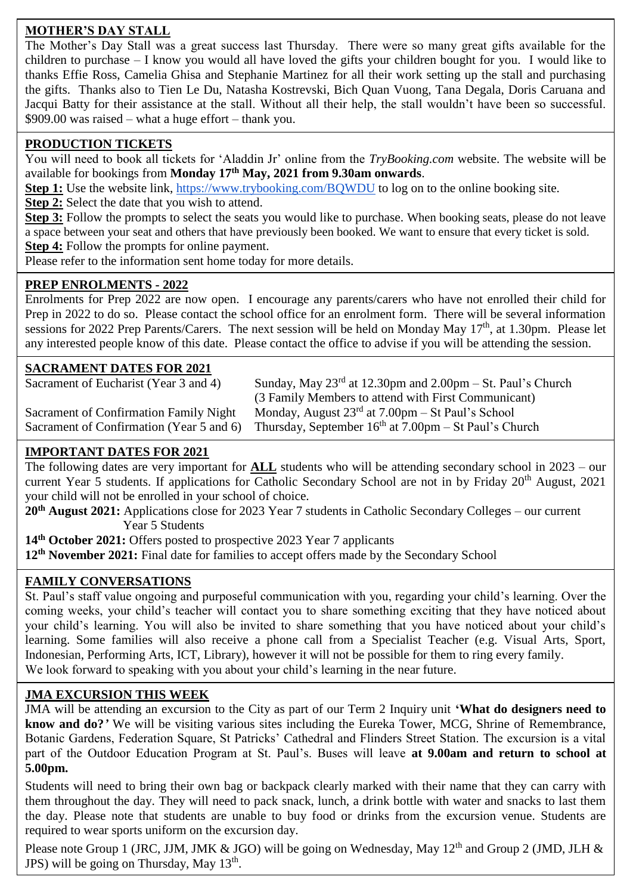## MOTHER'S DAY STALL

The Mother's Day Stall was a great success last Thursday. There were so many great gifts available for the children to purchase – I know you would all have loved the gifts your children bought for you. I would like to thanks Effie Ross, Camelia Ghisa and Stephanie Martinez for all their work setting up the stall and purchasing the gifts. Thanks also to Tien Le Du, Natasha Kostrevski, Bich Quan Vuong, Tana Degala, Doris Caruana and Jacqui Batty for their assistance at the stall. Without all their help, the stall wouldn't have been so successful. $909.00 was raised – what a huge effort – thank you.

## PRODUCTION TICKETS

You will need to book all tickets for 'Aladdin Jr' online from the *TryBooking.com* website. The website will be available for bookings from **Monday 17th May, 2021 from 9.30am onwards**.

**Step 1:** Use the website link, https://www.trybooking.com/BQWDU to log on to the online booking site.

**Step 2:** Select the date that you wish to attend.

**Step 3:** Follow the prompts to select the seats you would like to purchase. When booking seats, please do not leave a space between your seat and others that have previously been booked. We want to ensure that every ticket is sold.

**Step 4:** Follow the prompts for online payment.

Please refer to the information sent home today for more details.

## PREP ENROLMENTS - 2022

Enrolments for Prep 2022 are now open. I encourage any parents/carers who have not enrolled their child for Prep in 2022 to do so. Please contact the school office for an enrolment form. There will be several information sessions for 2022 Prep Parents/Carers. The next session will be held on Monday May 17th, at 1.30pm. Please let any interested people know of this date. Please contact the office to advise if you will be attending the session.

## SACRAMENT DATES FOR 2021

| | |
|---|---|
| Sacrament of Eucharist (Year 3 and 4) | Sunday, May 23rd at 12.30pm and 2.00pm – St. Paul's Church (3 Family Members to attend with First Communicant) |
| Sacrament of Confirmation Family Night | Monday, August 23rd at 7.00pm – St Paul's School |
| Sacrament of Confirmation (Year 5 and 6) | Thursday, September 16th at 7.00pm – St Paul's Church |

## IMPORTANT DATES FOR 2021

The following dates are very important for **ALL** students who will be attending secondary school in 2023 – our current Year 5 students. If applications for Catholic Secondary School are not in by Friday 20th August, 2021 your child will not be enrolled in your school of choice.

**20th August 2021:** Applications close for 2023 Year 7 students in Catholic Secondary Colleges – our current Year 5 Students

**14th October 2021:** Offers posted to prospective 2023 Year 7 applicants

**12th November 2021:** Final date for families to accept offers made by the Secondary School

## FAMILY CONVERSATIONS

St. Paul's staff value ongoing and purposeful communication with you, regarding your child's learning. Over the coming weeks, your child's teacher will contact you to share something exciting that they have noticed about your child's learning. You will also be invited to share something that you have noticed about your child's learning. Some families will also receive a phone call from a Specialist Teacher (e.g. Visual Arts, Sport, Indonesian, Performing Arts, ICT, Library), however it will not be possible for them to ring every family. We look forward to speaking with you about your child's learning in the near future.

## JMA EXCURSION THIS WEEK

JMA will be attending an excursion to the City as part of our Term 2 Inquiry unit **'What do designers need to know and do?'** We will be visiting various sites including the Eureka Tower, MCG, Shrine of Remembrance, Botanic Gardens, Federation Square, St Patricks' Cathedral and Flinders Street Station. The excursion is a vital part of the Outdoor Education Program at St. Paul's. Buses will leave **at 9.00am and return to school at 5.00pm.**

Students will need to bring their own bag or backpack clearly marked with their name that they can carry with them throughout the day. They will need to pack snack, lunch, a drink bottle with water and snacks to last them the day. Please note that students are unable to buy food or drinks from the excursion venue. Students are required to wear sports uniform on the excursion day.

Please note Group 1 (JRC, JJM, JMK & JGO) will be going on Wednesday, May 12th and Group 2 (JMD, JLH & JPS) will be going on Thursday, May 13th.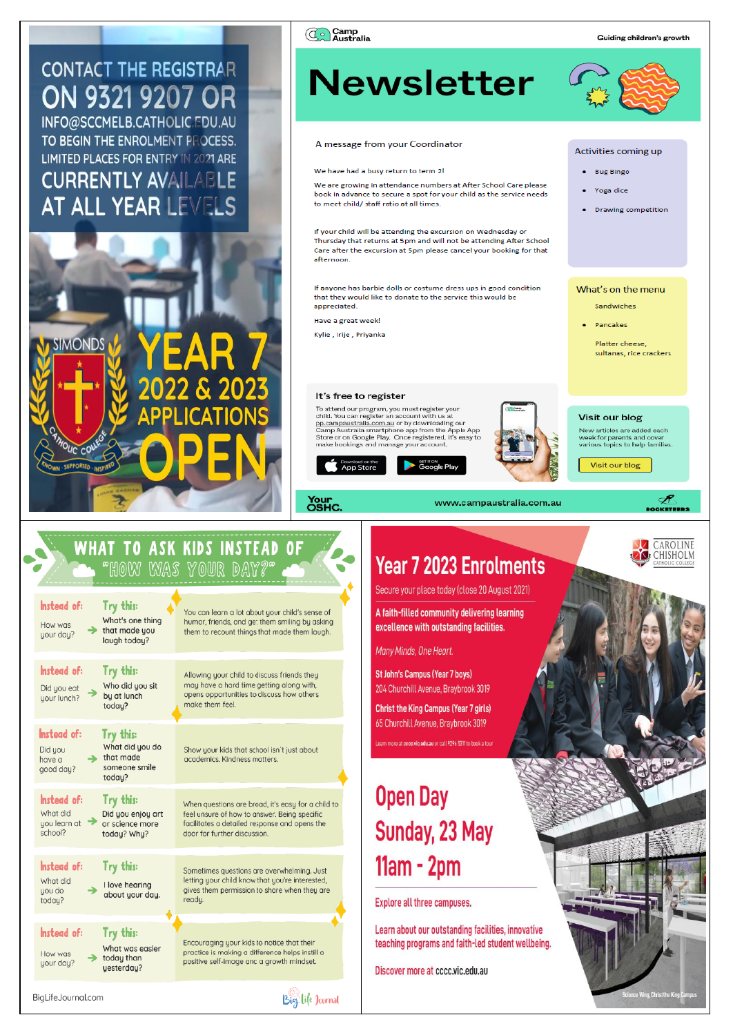CONTACT THE REGISTRAR ON 9321 9207 OR INFO@SCCMELB.CATHOLIC.EDU.AU TO BEGIN THE ENROLMENT PROCESS. LIMITED PLACES FOR ENTRY IN 2021 ARE CURRENTLY AVAILABLE AT ALL YEAR LEVELS

SIMONDS CATHOLIC COLLEGE — KNOWN · SUPPORTED · INSPIRED

# YEAR 7 2022 & 2023 APPLICATIONS OPEN

---

Camp Australia — Guiding children's growth

# Newsletter

## A message from your Coordinator

We have had a busy return to term 2!

We are growing in attendance numbers at After School Care please book in advance to secure a spot for your child as the service needs to meet child/ staff ratio at all times.

If your child will be attending the excursion on Wednesday or Thursday that returns at 5pm and will not be attending After School Care after the excursion at 5pm please cancel your booking for that afternoon.

If anyone has barbie dolls or costume dress ups in good condition that they would like to donate to the service this would be appreciated.

Have a great week!

Kylie , Irije , Priyanka

## Activities coming up

- Bug Bingo
- Yoga dice
- Drawing competition

## What's on the menu

Sandwiches

- Pancakes

Platter cheese, sultanas, rice crackers

## It's free to register

To attend our program, you must register your child. You can register an account with us at pp.campaustralia.com.au or by downloading our Camp Australia smartphone app from the Apple App Store or on Google Play. Once registered, it's easy to make bookings and manage your account.

Download on the App Store | GET IT ON Google Play

## Visit our blog

New articles are added each week for parents and cover various topics to help families.

Visit our blog

Your OSHC. www.campaustralia.com.au ROCKETEERS

---

# WHAT TO ASK KIDS INSTEAD OF "HOW WAS YOUR DAY?"

| Instead of: | Try this: | |
|---|---|---|
| How was your day? | What's one thing that made you laugh today? | You can learn a lot about your child's sense of humor, friends, and get them smiling by asking them to recount things that made them laugh. |
| Did you eat your lunch? | Who did you sit by at lunch today? | Allowing your child to discuss friends they may have a hard time getting along with, opens opportunities to discuss how others make them feel. |
| Did you have a good day? | What did you do that made someone smile today? | Show your kids that school isn't just about academics. Kindness matters. |
| What did you learn at school? | Did you enjoy art or science more today? Why? | When questions are broad, it's easy for a child to feel unsure of how to answer. Being specific facilitates a detailed response and opens the door for further discussion. |
| What did you do today? | I love hearing about your day. | Sometimes questions are overwhelming. Just letting your child know that you're interested, gives them permission to share when they are ready. |
| How was your day? | What was easier today than yesterday? | Encouraging your kids to notice that their practice is making a difference helps instill a positive self-image and a growth mindset. |

BigLifeJournal.com

---

CAROLINE CHISHOLM CATHOLIC COLLEGE

# Year 7 2023 Enrolments

Secure your place today (close 20 August 2021)

A faith-filled community delivering learning excellence with outstanding facilities.

*Many Minds, One Heart.*

**St John's Campus (Year 7 boys)**
204 Churchill Avenue, Braybrook 3019

**Christ the King Campus (Year 7 girls)**
65 Churchill Avenue, Braybrook 3019

Learn more at cccc.vic.edu.au or call 9296 5311 to book a tour

# Open Day Sunday, 23 May 11am - 2pm

Explore all three campuses.

Learn about our outstanding facilities, innovative teaching programs and faith-led student wellbeing.

Discover more at cccc.vic.edu.au

Science Wing Christ the King Campus